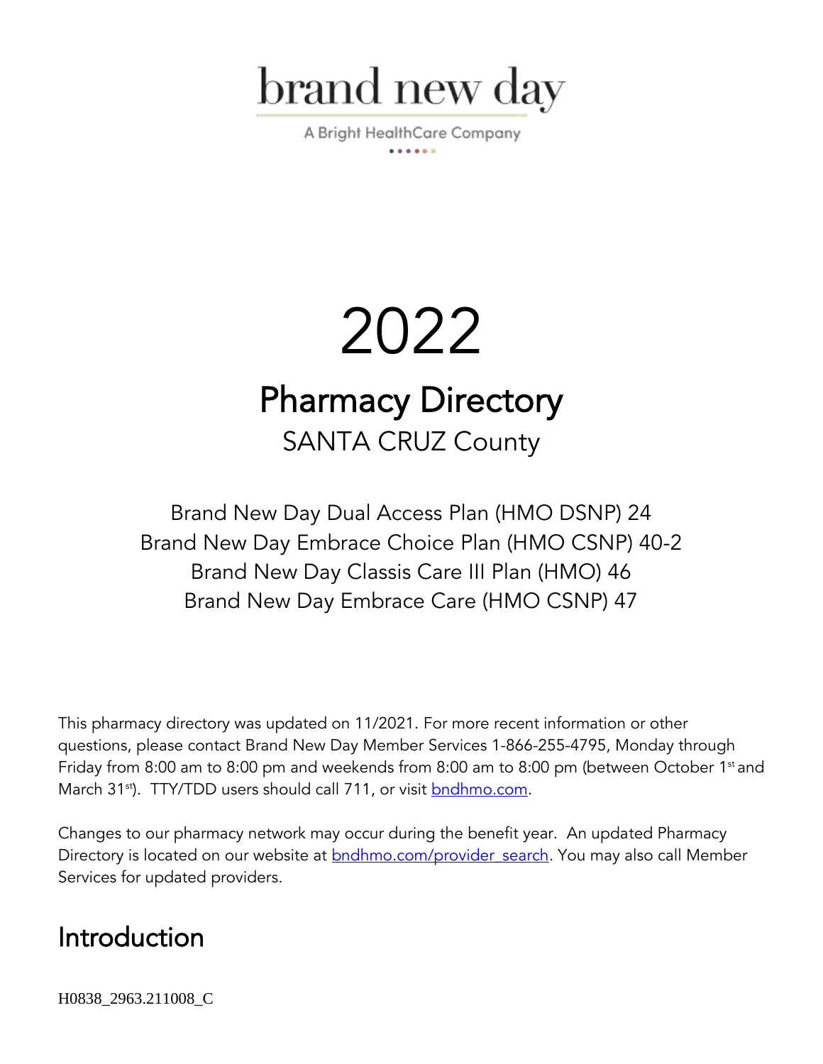brand new day

A Bright HealthCare Company

# 2022

## Pharmacy Directory

SANTA CRUZ County

Brand New Day Dual Access Plan (HMO DSNP) 24
Brand New Day Embrace Choice Plan (HMO CSNP) 40-2
Brand New Day Classis Care III Plan (HMO) 46
Brand New Day Embrace Care (HMO CSNP) 47

This pharmacy directory was updated on 11/2021. For more recent information or other questions, please contact Brand New Day Member Services 1-866-255-4795, Monday through Friday from 8:00 am to 8:00 pm and weekends from 8:00 am to 8:00 pm (between October 1st and March 31st). TTY/TDD users should call 711, or visit bndhmo.com.

Changes to our pharmacy network may occur during the benefit year. An updated Pharmacy Directory is located on our website at bndhmo.com/provider_search. You may also call Member Services for updated providers.

## Introduction

H0838_2963.211008_C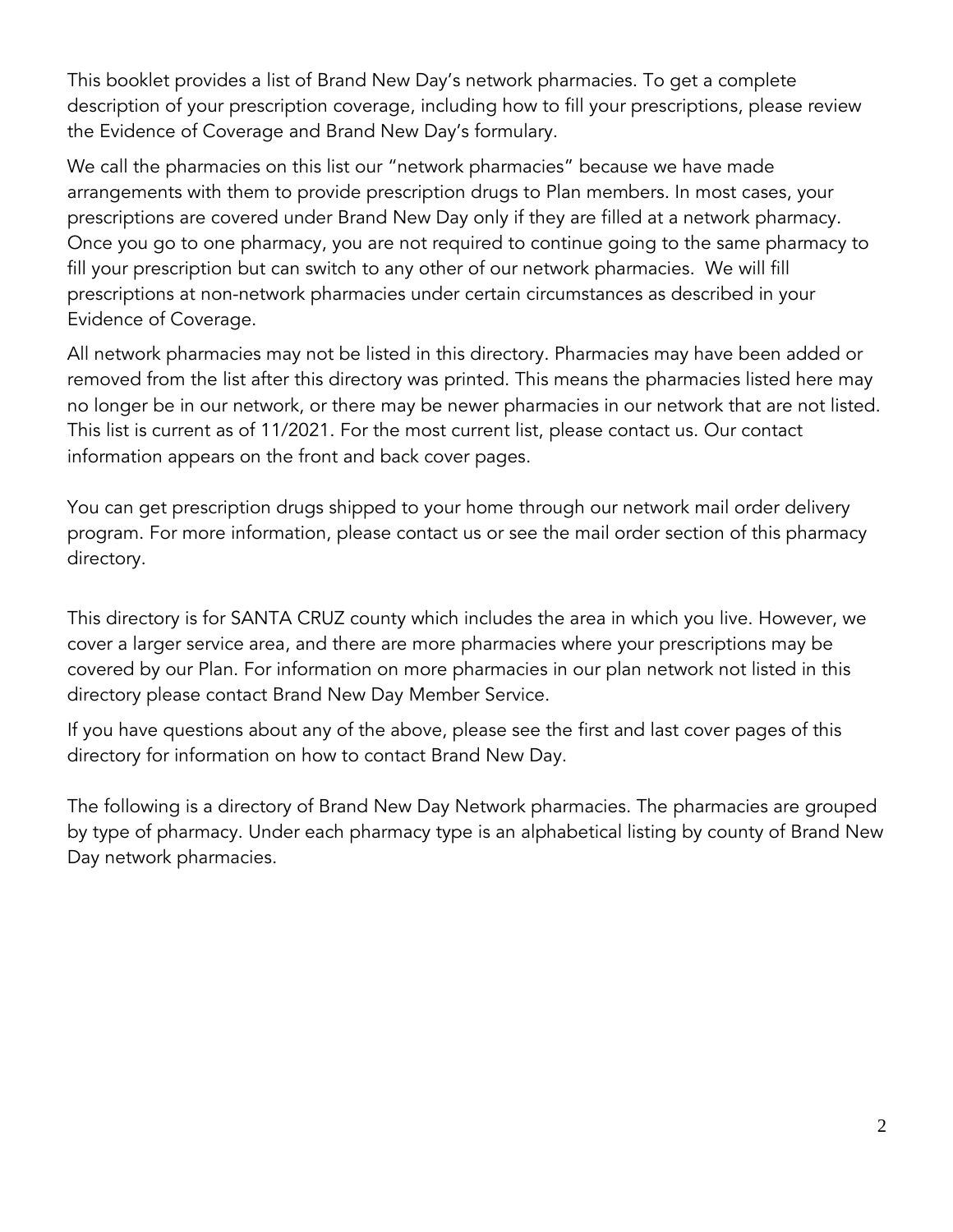This booklet provides a list of Brand New Day's network pharmacies. To get a complete description of your prescription coverage, including how to fill your prescriptions, please review the Evidence of Coverage and Brand New Day's formulary.

We call the pharmacies on this list our "network pharmacies" because we have made arrangements with them to provide prescription drugs to Plan members. In most cases, your prescriptions are covered under Brand New Day only if they are filled at a network pharmacy. Once you go to one pharmacy, you are not required to continue going to the same pharmacy to fill your prescription but can switch to any other of our network pharmacies. We will fill prescriptions at non-network pharmacies under certain circumstances as described in your Evidence of Coverage.

All network pharmacies may not be listed in this directory. Pharmacies may have been added or removed from the list after this directory was printed. This means the pharmacies listed here may no longer be in our network, or there may be newer pharmacies in our network that are not listed. This list is current as of 11/2021. For the most current list, please contact us. Our contact information appears on the front and back cover pages.

You can get prescription drugs shipped to your home through our network mail order delivery program. For more information, please contact us or see the mail order section of this pharmacy directory.

This directory is for SANTA CRUZ county which includes the area in which you live. However, we cover a larger service area, and there are more pharmacies where your prescriptions may be covered by our Plan. For information on more pharmacies in our plan network not listed in this directory please contact Brand New Day Member Service.

If you have questions about any of the above, please see the first and last cover pages of this directory for information on how to contact Brand New Day.

The following is a directory of Brand New Day Network pharmacies. The pharmacies are grouped by type of pharmacy. Under each pharmacy type is an alphabetical listing by county of Brand New Day network pharmacies.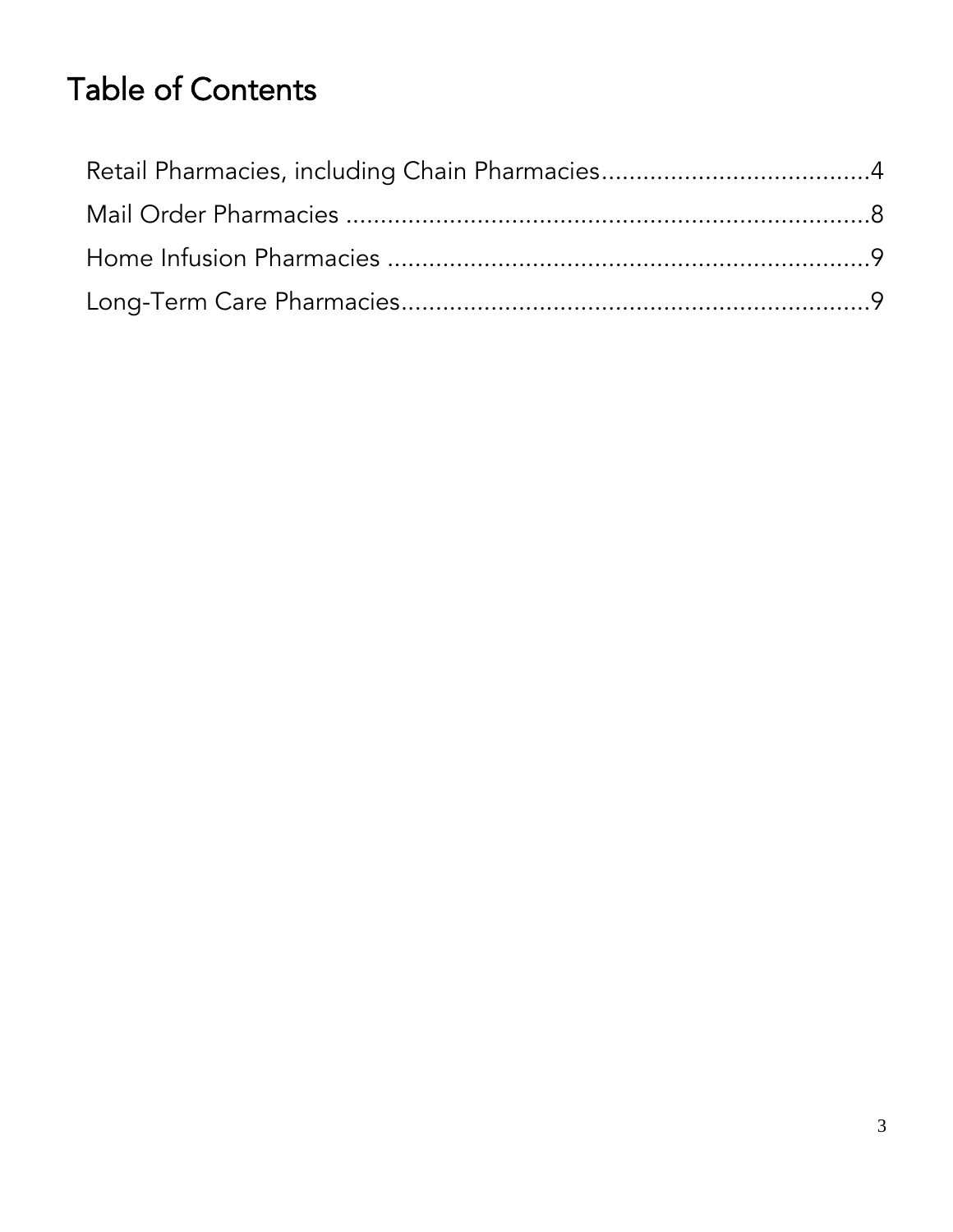# Table of Contents

Retail Pharmacies, including Chain Pharmacies....................................4
Mail Order Pharmacies ...........................................................................8
Home Infusion Pharmacies .....................................................................9
Long-Term Care Pharmacies...................................................................9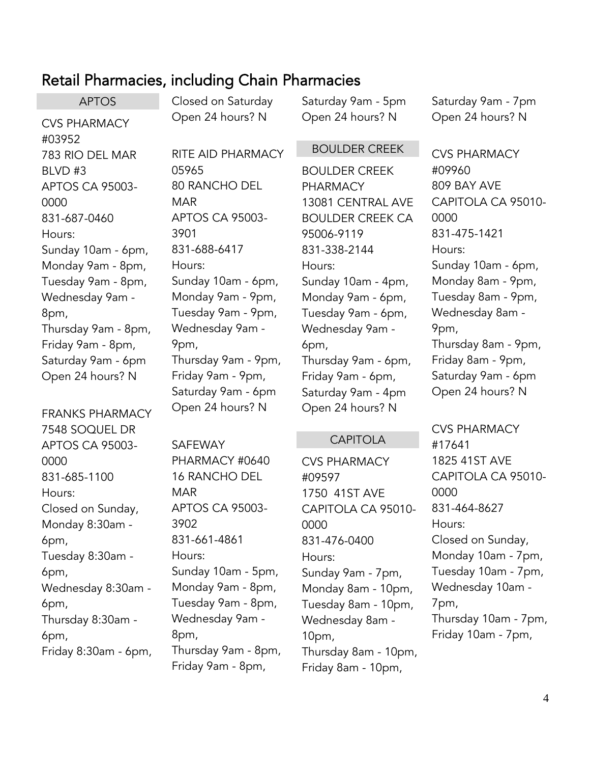# Retail Pharmacies, including Chain Pharmacies

## APTOS

CVS PHARMACY #03952
783 RIO DEL MAR BLVD #3
APTOS CA 95003-0000
831-687-0460
Hours:
Sunday 10am - 6pm,
Monday 9am - 8pm,
Tuesday 9am - 8pm,
Wednesday 9am - 8pm,
Thursday 9am - 8pm,
Friday 9am - 8pm,
Saturday 9am - 6pm
Open 24 hours? N

FRANKS PHARMACY
7548 SOQUEL DR
APTOS CA 95003-0000
831-685-1100
Hours:
Closed on Sunday,
Monday 8:30am - 6pm,
Tuesday 8:30am - 6pm,
Wednesday 8:30am - 6pm,
Thursday 8:30am - 6pm,
Friday 8:30am - 6pm,
Closed on Saturday
Open 24 hours? N

RITE AID PHARMACY 05965
80 RANCHO DEL MAR
APTOS CA 95003-3901
831-688-6417
Hours:
Sunday 10am - 6pm,
Monday 9am - 9pm,
Tuesday 9am - 9pm,
Wednesday 9am - 9pm,
Thursday 9am - 9pm,
Friday 9am - 9pm,
Saturday 9am - 6pm
Open 24 hours? N

SAFEWAY PHARMACY #0640
16 RANCHO DEL MAR
APTOS CA 95003-3902
831-661-4861
Hours:
Sunday 10am - 5pm,
Monday 9am - 8pm,
Tuesday 9am - 8pm,
Wednesday 9am - 8pm,
Thursday 9am - 8pm,
Friday 9am - 8pm,
Saturday 9am - 5pm
Open 24 hours? N

## BOULDER CREEK

BOULDER CREEK PHARMACY
13081 CENTRAL AVE
BOULDER CREEK CA 95006-9119
831-338-2144
Hours:
Sunday 10am - 4pm,
Monday 9am - 6pm,
Tuesday 9am - 6pm,
Wednesday 9am - 6pm,
Thursday 9am - 6pm,
Friday 9am - 6pm,
Saturday 9am - 4pm
Open 24 hours? N

## CAPITOLA

CVS PHARMACY #09597
1750 41ST AVE
CAPITOLA CA 95010-0000
831-476-0400
Hours:
Sunday 9am - 7pm,
Monday 8am - 10pm,
Tuesday 8am - 10pm,
Wednesday 8am - 10pm,
Thursday 8am - 10pm,
Friday 8am - 10pm,
Saturday 9am - 7pm
Open 24 hours? N

CVS PHARMACY #09960
809 BAY AVE
CAPITOLA CA 95010-0000
831-475-1421
Hours:
Sunday 10am - 6pm,
Monday 8am - 9pm,
Tuesday 8am - 9pm,
Wednesday 8am - 9pm,
Thursday 8am - 9pm,
Friday 8am - 9pm,
Saturday 9am - 6pm
Open 24 hours? N

CVS PHARMACY #17641
1825 41ST AVE
CAPITOLA CA 95010-0000
831-464-8627
Hours:
Closed on Sunday,
Monday 10am - 7pm,
Tuesday 10am - 7pm,
Wednesday 10am - 7pm,
Thursday 10am - 7pm,
Friday 10am - 7pm,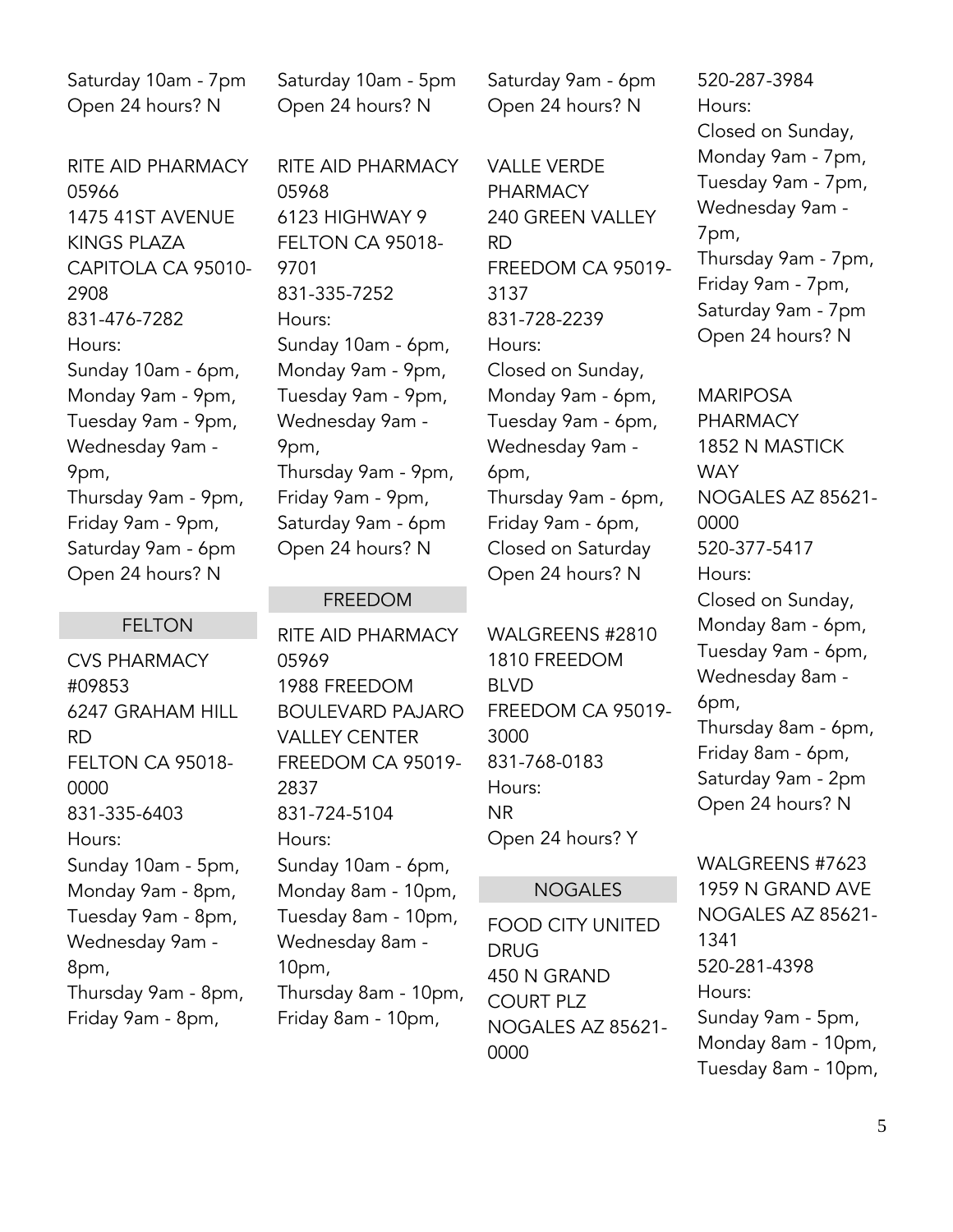Saturday 10am - 7pm
Open 24 hours? N

RITE AID PHARMACY 05966
1475 41ST AVENUE KINGS PLAZA
CAPITOLA CA 95010-2908
831-476-7282
Hours:
Sunday 10am - 6pm,
Monday 9am - 9pm,
Tuesday 9am - 9pm,
Wednesday 9am - 9pm,
Thursday 9am - 9pm,
Friday 9am - 9pm,
Saturday 9am - 6pm
Open 24 hours? N

## FELTON

CVS PHARMACY #09853
6247 GRAHAM HILL RD
FELTON CA 95018-0000
831-335-6403
Hours:
Sunday 10am - 5pm,
Monday 9am - 8pm,
Tuesday 9am - 8pm,
Wednesday 9am - 8pm,
Thursday 9am - 8pm,
Friday 9am - 8pm,
Saturday 10am - 5pm
Open 24 hours? N

RITE AID PHARMACY 05968
6123 HIGHWAY 9
FELTON CA 95018-9701
831-335-7252
Hours:
Sunday 10am - 6pm,
Monday 9am - 9pm,
Tuesday 9am - 9pm,
Wednesday 9am - 9pm,
Thursday 9am - 9pm,
Friday 9am - 9pm,
Saturday 9am - 6pm
Open 24 hours? N

## FREEDOM

RITE AID PHARMACY 05969
1988 FREEDOM BOULEVARD PAJARO VALLEY CENTER
FREEDOM CA 95019-2837
831-724-5104
Hours:
Sunday 10am - 6pm,
Monday 8am - 10pm,
Tuesday 8am - 10pm,
Wednesday 8am - 10pm,
Thursday 8am - 10pm,
Friday 8am - 10pm,
Saturday 9am - 6pm
Open 24 hours? N

VALLE VERDE PHARMACY
240 GREEN VALLEY RD
FREEDOM CA 95019-3137
831-728-2239
Hours:
Closed on Sunday,
Monday 9am - 6pm,
Tuesday 9am - 6pm,
Wednesday 9am - 6pm,
Thursday 9am - 6pm,
Friday 9am - 6pm,
Closed on Saturday
Open 24 hours? N

WALGREENS #2810
1810 FREEDOM BLVD
FREEDOM CA 95019-3000
831-768-0183
Hours:
NR
Open 24 hours? Y

## NOGALES

FOOD CITY UNITED DRUG
450 N GRAND COURT PLZ
NOGALES AZ 85621-0000
520-287-3984
Hours:
Closed on Sunday,
Monday 9am - 7pm,
Tuesday 9am - 7pm,
Wednesday 9am - 7pm,
Thursday 9am - 7pm,
Friday 9am - 7pm,
Saturday 9am - 7pm
Open 24 hours? N

MARIPOSA PHARMACY
1852 N MASTICK WAY
NOGALES AZ 85621-0000
520-377-5417
Hours:
Closed on Sunday,
Monday 8am - 6pm,
Tuesday 9am - 6pm,
Wednesday 8am - 6pm,
Thursday 8am - 6pm,
Friday 8am - 6pm,
Saturday 9am - 2pm
Open 24 hours? N

WALGREENS #7623
1959 N GRAND AVE
NOGALES AZ 85621-1341
520-281-4398
Hours:
Sunday 9am - 5pm,
Monday 8am - 10pm,
Tuesday 8am - 10pm,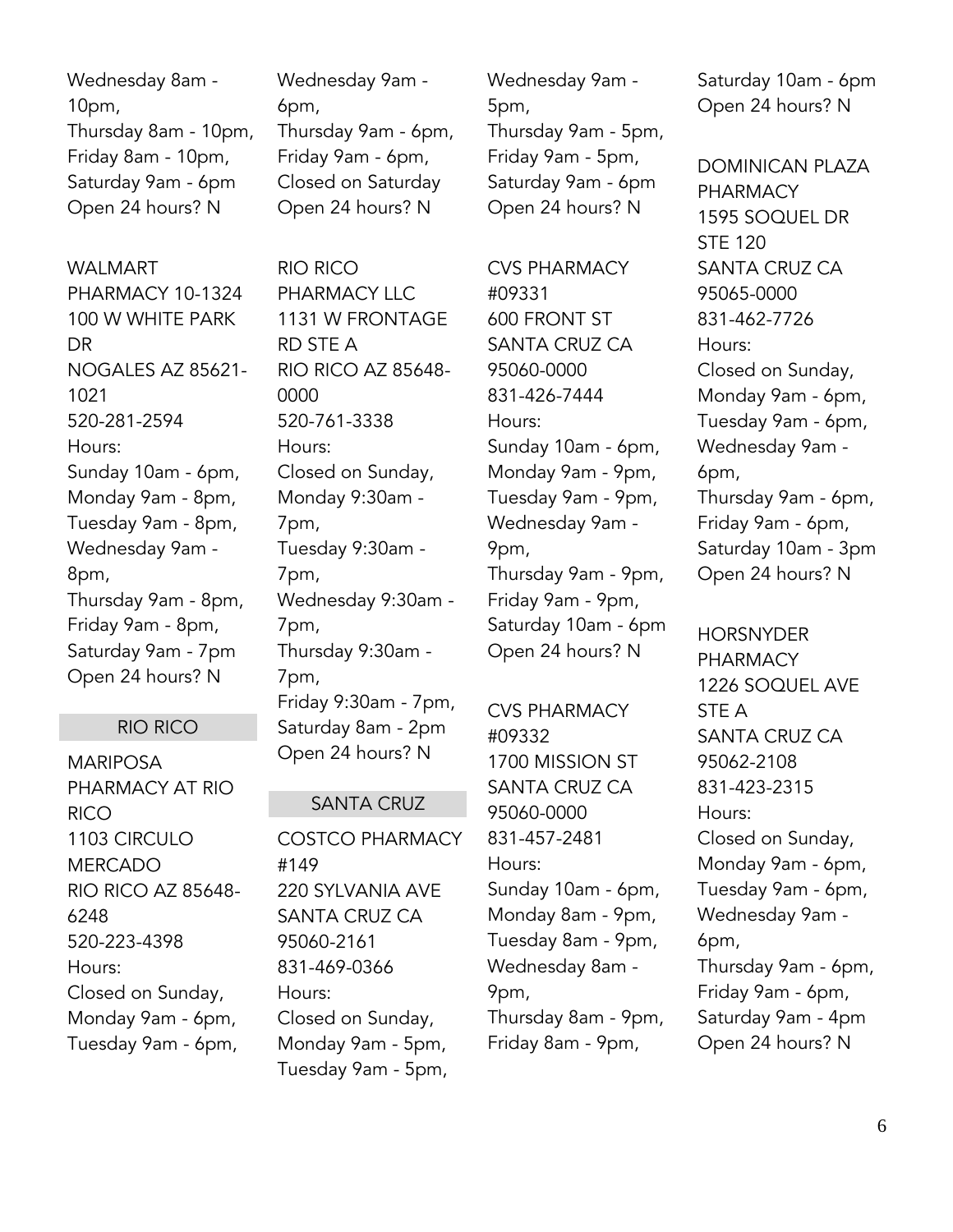Wednesday 8am - 10pm,
Thursday 8am - 10pm,
Friday 8am - 10pm,
Saturday 9am - 6pm
Open 24 hours? N

WALMART PHARMACY 10-1324
100 W WHITE PARK DR
NOGALES AZ 85621-1021
520-281-2594
Hours:
Sunday 10am - 6pm,
Monday 9am - 8pm,
Tuesday 9am - 8pm,
Wednesday 9am - 8pm,
Thursday 9am - 8pm,
Friday 9am - 8pm,
Saturday 9am - 7pm
Open 24 hours? N

## RIO RICO

MARIPOSA PHARMACY AT RIO RICO
1103 CIRCULO MERCADO
RIO RICO AZ 85648-6248
520-223-4398
Hours:
Closed on Sunday,
Monday 9am - 6pm,
Tuesday 9am - 6pm,
Wednesday 9am - 6pm,
Thursday 9am - 6pm,
Friday 9am - 6pm,
Closed on Saturday
Open 24 hours? N

RIO RICO PHARMACY LLC
1131 W FRONTAGE RD STE A
RIO RICO AZ 85648-0000
520-761-3338
Hours:
Closed on Sunday,
Monday 9:30am - 7pm,
Tuesday 9:30am - 7pm,
Wednesday 9:30am - 7pm,
Thursday 9:30am - 7pm,
Friday 9:30am - 7pm,
Saturday 8am - 2pm
Open 24 hours? N

## SANTA CRUZ

COSTCO PHARMACY #149
220 SYLVANIA AVE
SANTA CRUZ CA 95060-2161
831-469-0366
Hours:
Closed on Sunday,
Monday 9am - 5pm,
Tuesday 9am - 5pm,
Wednesday 9am - 5pm,
Thursday 9am - 5pm,
Friday 9am - 5pm,
Saturday 9am - 6pm
Open 24 hours? N

CVS PHARMACY #09331
600 FRONT ST
SANTA CRUZ CA 95060-0000
831-426-7444
Hours:
Sunday 10am - 6pm,
Monday 9am - 9pm,
Tuesday 9am - 9pm,
Wednesday 9am - 9pm,
Thursday 9am - 9pm,
Friday 9am - 9pm,
Saturday 10am - 6pm
Open 24 hours? N

CVS PHARMACY #09332
1700 MISSION ST
SANTA CRUZ CA 95060-0000
831-457-2481
Hours:
Sunday 10am - 6pm,
Monday 8am - 9pm,
Tuesday 8am - 9pm,
Wednesday 8am - 9pm,
Thursday 8am - 9pm,
Friday 8am - 9pm,
Saturday 10am - 6pm
Open 24 hours? N

DOMINICAN PLAZA PHARMACY
1595 SOQUEL DR STE 120
SANTA CRUZ CA 95065-0000
831-462-7726
Hours:
Closed on Sunday,
Monday 9am - 6pm,
Tuesday 9am - 6pm,
Wednesday 9am - 6pm,
Thursday 9am - 6pm,
Friday 9am - 6pm,
Saturday 10am - 3pm
Open 24 hours? N

HORSNYDER PHARMACY
1226 SOQUEL AVE STE A
SANTA CRUZ CA 95062-2108
831-423-2315
Hours:
Closed on Sunday,
Monday 9am - 6pm,
Tuesday 9am - 6pm,
Wednesday 9am - 6pm,
Thursday 9am - 6pm,
Friday 9am - 6pm,
Saturday 9am - 4pm
Open 24 hours? N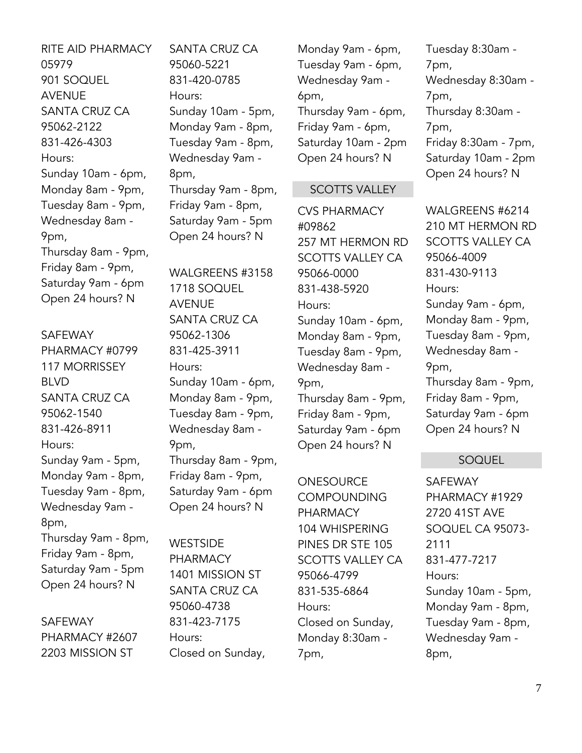RITE AID PHARMACY 05979
901 SOQUEL AVENUE
SANTA CRUZ CA 95062-2122
831-426-4303
Hours:
Sunday 10am - 6pm,
Monday 8am - 9pm,
Tuesday 8am - 9pm,
Wednesday 8am - 9pm,
Thursday 8am - 9pm,
Friday 8am - 9pm,
Saturday 9am - 6pm
Open 24 hours? N

SAFEWAY PHARMACY #0799
117 MORRISSEY BLVD
SANTA CRUZ CA 95062-1540
831-426-8911
Hours:
Sunday 9am - 5pm,
Monday 9am - 8pm,
Tuesday 9am - 8pm,
Wednesday 9am - 8pm,
Thursday 9am - 8pm,
Friday 9am - 8pm,
Saturday 9am - 5pm
Open 24 hours? N

SAFEWAY PHARMACY #2607
2203 MISSION ST
SANTA CRUZ CA 95060-5221
831-420-0785
Hours:
Sunday 10am - 5pm,
Monday 9am - 8pm,
Tuesday 9am - 8pm,
Wednesday 9am - 8pm,
Thursday 9am - 8pm,
Friday 9am - 8pm,
Saturday 9am - 5pm
Open 24 hours? N

WALGREENS #3158
1718 SOQUEL AVENUE
SANTA CRUZ CA 95062-1306
831-425-3911
Hours:
Sunday 10am - 6pm,
Monday 8am - 9pm,
Tuesday 8am - 9pm,
Wednesday 8am - 9pm,
Thursday 8am - 9pm,
Friday 8am - 9pm,
Saturday 9am - 6pm
Open 24 hours? N

WESTSIDE PHARMACY
1401 MISSION ST
SANTA CRUZ CA 95060-4738
831-423-7175
Hours:
Closed on Sunday,
Monday 9am - 6pm,
Tuesday 9am - 6pm,
Wednesday 9am - 6pm,
Thursday 9am - 6pm,
Friday 9am - 6pm,
Saturday 10am - 2pm
Open 24 hours? N

## SCOTTS VALLEY

CVS PHARMACY #09862
257 MT HERMON RD
SCOTTS VALLEY CA 95066-0000
831-438-5920
Hours:
Sunday 10am - 6pm,
Monday 8am - 9pm,
Tuesday 8am - 9pm,
Wednesday 8am - 9pm,
Thursday 8am - 9pm,
Friday 8am - 9pm,
Saturday 9am - 6pm
Open 24 hours? N

ONESOURCE COMPOUNDING PHARMACY
104 WHISPERING PINES DR STE 105
SCOTTS VALLEY CA 95066-4799
831-535-6864
Hours:
Closed on Sunday,
Monday 8:30am - 7pm,
Tuesday 8:30am - 7pm,
Wednesday 8:30am - 7pm,
Thursday 8:30am - 7pm,
Friday 8:30am - 7pm,
Saturday 10am - 2pm
Open 24 hours? N

WALGREENS #6214
210 MT HERMON RD
SCOTTS VALLEY CA 95066-4009
831-430-9113
Hours:
Sunday 9am - 6pm,
Monday 8am - 9pm,
Tuesday 8am - 9pm,
Wednesday 8am - 9pm,
Thursday 8am - 9pm,
Friday 8am - 9pm,
Saturday 9am - 6pm
Open 24 hours? N

## SOQUEL

SAFEWAY PHARMACY #1929
2720 41ST AVE
SOQUEL CA 95073-2111
831-477-7217
Hours:
Sunday 10am - 5pm,
Monday 9am - 8pm,
Tuesday 9am - 8pm,
Wednesday 9am - 8pm,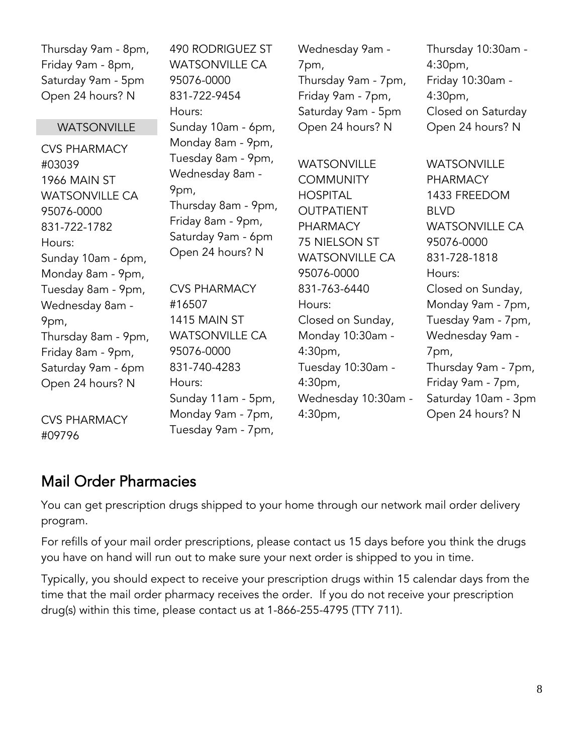Thursday 9am - 8pm,
Friday 9am - 8pm,
Saturday 9am - 5pm
Open 24 hours? N

### WATSONVILLE

CVS PHARMACY #03039
1966 MAIN ST
WATSONVILLE CA 95076-0000
831-722-1782
Hours:
Sunday 10am - 6pm,
Monday 8am - 9pm,
Tuesday 8am - 9pm,
Wednesday 8am - 9pm,
Thursday 8am - 9pm,
Friday 8am - 9pm,
Saturday 9am - 6pm
Open 24 hours? N

CVS PHARMACY #09796
490 RODRIGUEZ ST
WATSONVILLE CA 95076-0000
831-722-9454
Hours:
Sunday 10am - 6pm,
Monday 8am - 9pm,
Tuesday 8am - 9pm,
Wednesday 8am - 9pm,
Thursday 8am - 9pm,
Friday 8am - 9pm,
Saturday 9am - 6pm
Open 24 hours? N

CVS PHARMACY #16507
1415 MAIN ST
WATSONVILLE CA 95076-0000
831-740-4283
Hours:
Sunday 11am - 5pm,
Monday 9am - 7pm,
Tuesday 9am - 7pm,
Wednesday 9am - 7pm,
Thursday 9am - 7pm,
Friday 9am - 7pm,
Saturday 9am - 5pm
Open 24 hours? N

WATSONVILLE COMMUNITY HOSPITAL OUTPATIENT PHARMACY
75 NIELSON ST
WATSONVILLE CA 95076-0000
831-763-6440
Hours:
Closed on Sunday,
Monday 10:30am - 4:30pm,
Tuesday 10:30am - 4:30pm,
Wednesday 10:30am - 4:30pm,
Thursday 10:30am - 4:30pm,
Friday 10:30am - 4:30pm,
Closed on Saturday
Open 24 hours? N

WATSONVILLE PHARMACY
1433 FREEDOM BLVD
WATSONVILLE CA 95076-0000
831-728-1818
Hours:
Closed on Sunday,
Monday 9am - 7pm,
Tuesday 9am - 7pm,
Wednesday 9am - 7pm,
Thursday 9am - 7pm,
Friday 9am - 7pm,
Saturday 10am - 3pm
Open 24 hours? N

## Mail Order Pharmacies

You can get prescription drugs shipped to your home through our network mail order delivery program.

For refills of your mail order prescriptions, please contact us 15 days before you think the drugs you have on hand will run out to make sure your next order is shipped to you in time.

Typically, you should expect to receive your prescription drugs within 15 calendar days from the time that the mail order pharmacy receives the order. If you do not receive your prescription drug(s) within this time, please contact us at 1-866-255-4795 (TTY 711).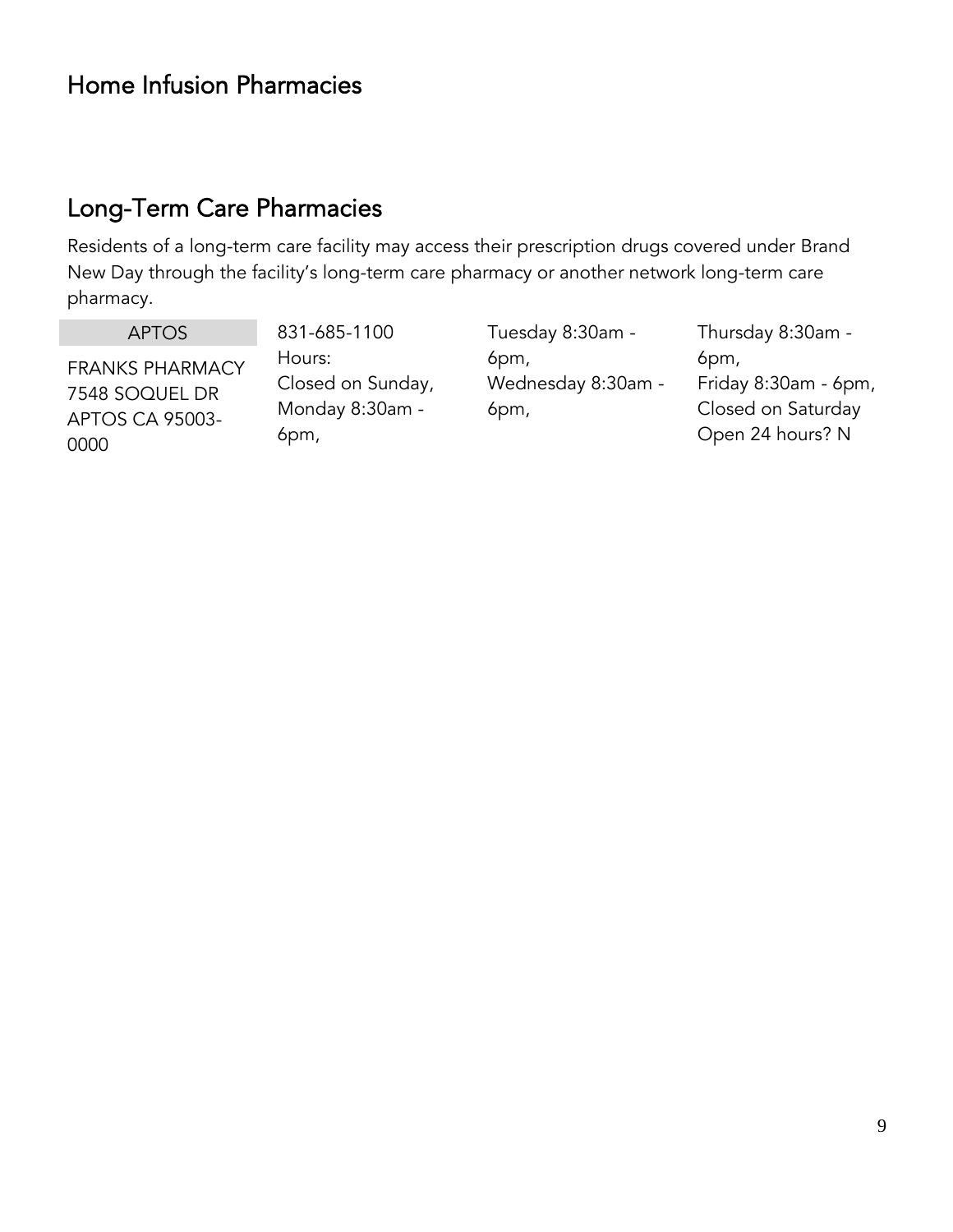## Home Infusion Pharmacies

## Long-Term Care Pharmacies

Residents of a long-term care facility may access their prescription drugs covered under Brand New Day through the facility's long-term care pharmacy or another network long-term care pharmacy.

**APTOS**

FRANKS PHARMACY
7548 SOQUEL DR
APTOS CA 95003-0000

831-685-1100
Hours:
Closed on Sunday,
Monday 8:30am - 6pm,
Tuesday 8:30am - 6pm,
Wednesday 8:30am - 6pm,
Thursday 8:30am - 6pm,
Friday 8:30am - 6pm,
Closed on Saturday
Open 24 hours? N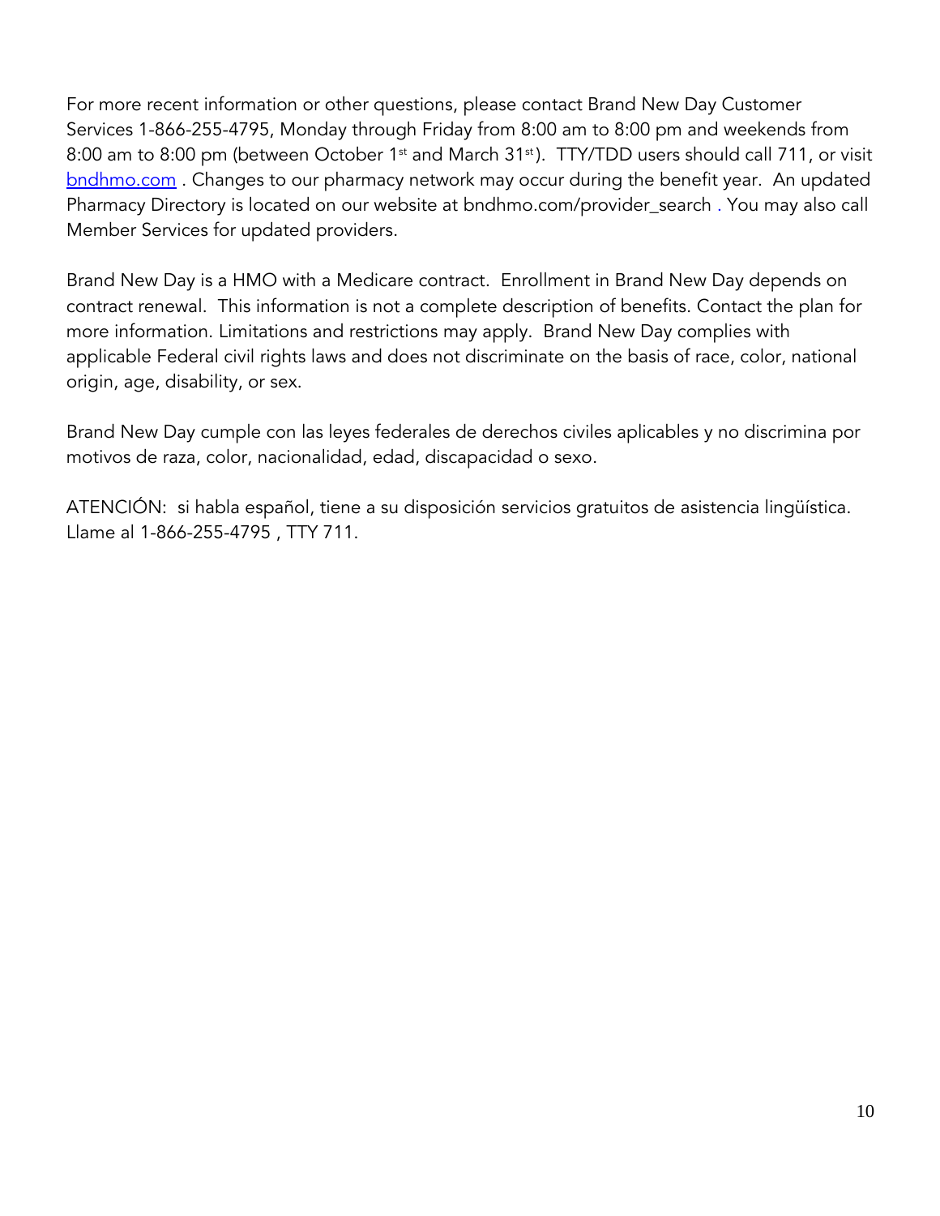For more recent information or other questions, please contact Brand New Day Customer Services 1-866-255-4795, Monday through Friday from 8:00 am to 8:00 pm and weekends from 8:00 am to 8:00 pm (between October 1st and March 31st). TTY/TDD users should call 711, or visit bndhmo.com . Changes to our pharmacy network may occur during the benefit year. An updated Pharmacy Directory is located on our website at bndhmo.com/provider_search . You may also call Member Services for updated providers.

Brand New Day is a HMO with a Medicare contract. Enrollment in Brand New Day depends on contract renewal. This information is not a complete description of benefits. Contact the plan for more information. Limitations and restrictions may apply. Brand New Day complies with applicable Federal civil rights laws and does not discriminate on the basis of race, color, national origin, age, disability, or sex.

Brand New Day cumple con las leyes federales de derechos civiles aplicables y no discrimina por motivos de raza, color, nacionalidad, edad, discapacidad o sexo.

ATENCIÓN: si habla español, tiene a su disposición servicios gratuitos de asistencia lingüística. Llame al 1-866-255-4795 , TTY 711.